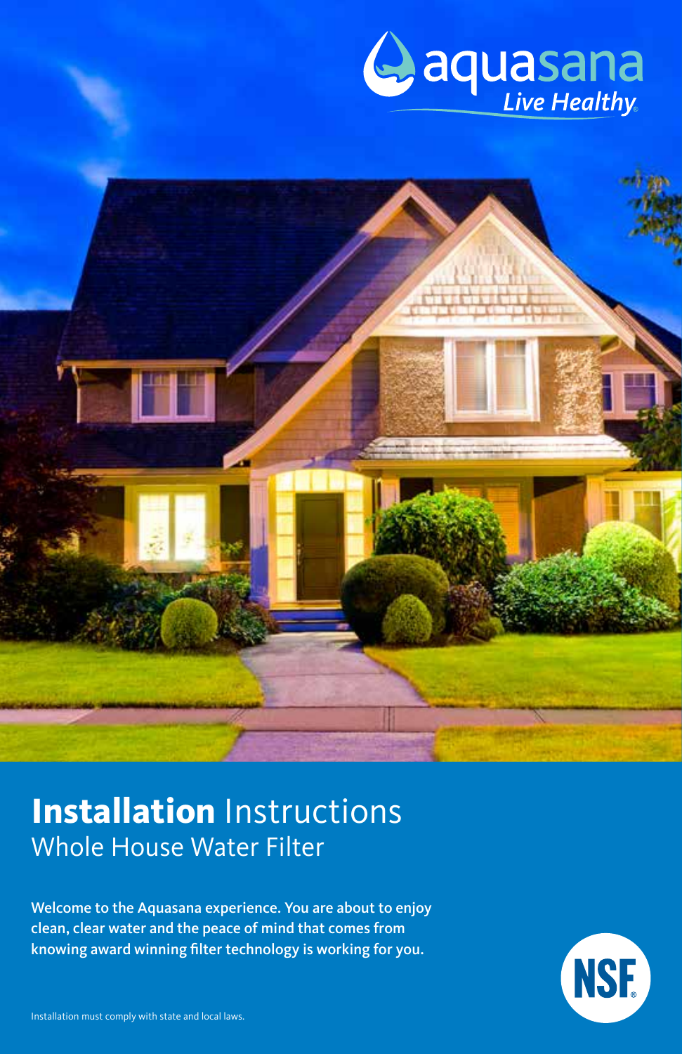aquasana
*Live Healthy*®

# **Installation** Instructions
## Whole House Water Filter

**Welcome to the Aquasana experience. You are about to enjoy clean, clear water and the peace of mind that comes from knowing award winning filter technology is working for you.**

NSF®

Installation must comply with state and local laws.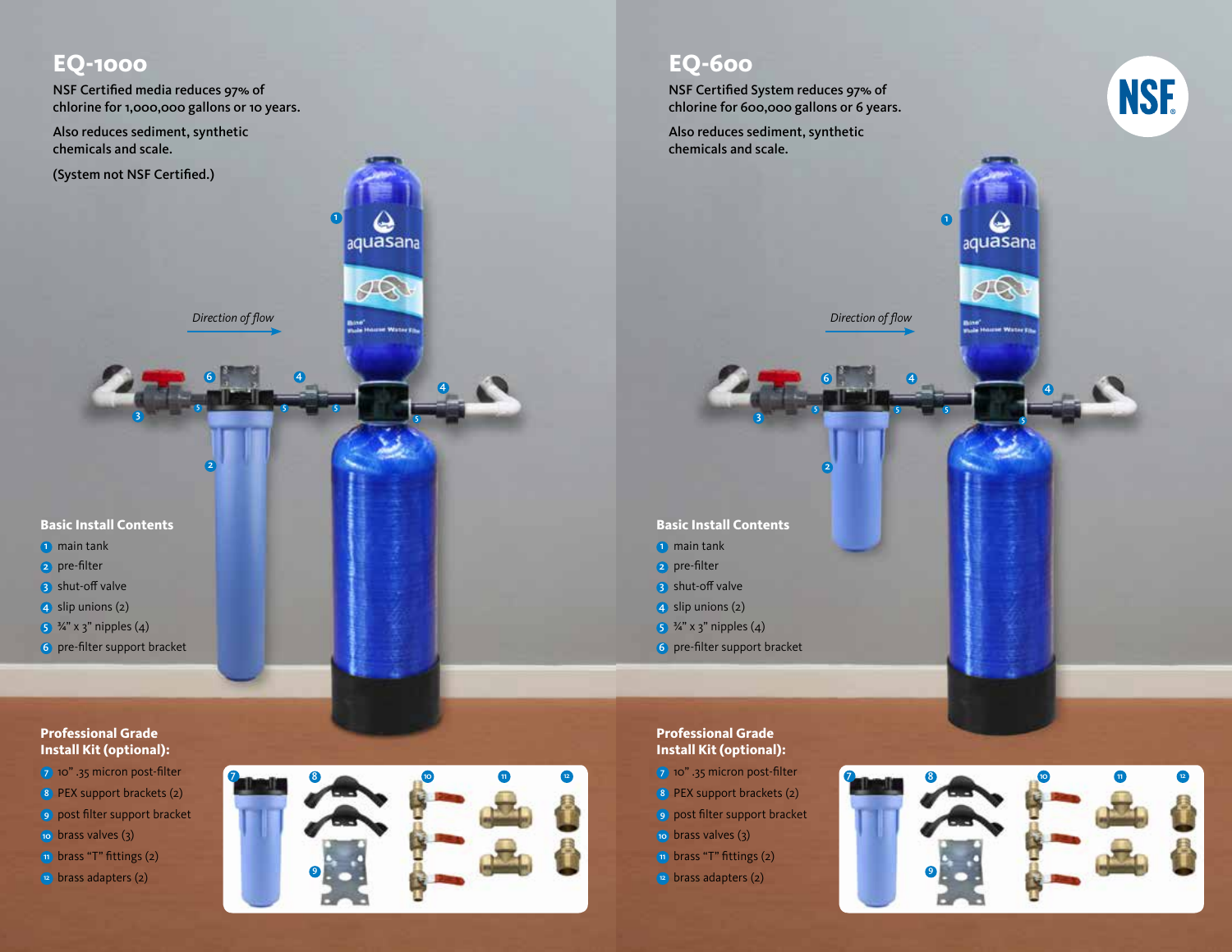## EQ-1000

NSF Certified media reduces 97% of chlorine for 1,000,000 gallons or 10 years.

Also reduces sediment, synthetic chemicals and scale.

(System not NSF Certified.)

*Direction of flow*

### Basic Install Contents

1. main tank
2. pre-filter
3. shut-off valve
4. slip unions (2)
5. ¾" x 3" nipples (4)
6. pre-filter support bracket

### Professional Grade Install Kit (optional):

7. 10" .35 micron post-filter
8. PEX support brackets (2)
9. post filter support bracket
10. brass valves (3)
11. brass "T" fittings (2)
12. brass adapters (2)

## EQ-600

NSF Certified System reduces 97% of chlorine for 600,000 gallons or 6 years.

Also reduces sediment, synthetic chemicals and scale.

*Direction of flow*

### Basic Install Contents

1. main tank
2. pre-filter
3. shut-off valve
4. slip unions (2)
5. ¾" x 3" nipples (4)
6. pre-filter support bracket

### Professional Grade Install Kit (optional):

7. 10" .35 micron post-filter
8. PEX support brackets (2)
9. post filter support bracket
10. brass valves (3)
11. brass "T" fittings (2)
12. brass adapters (2)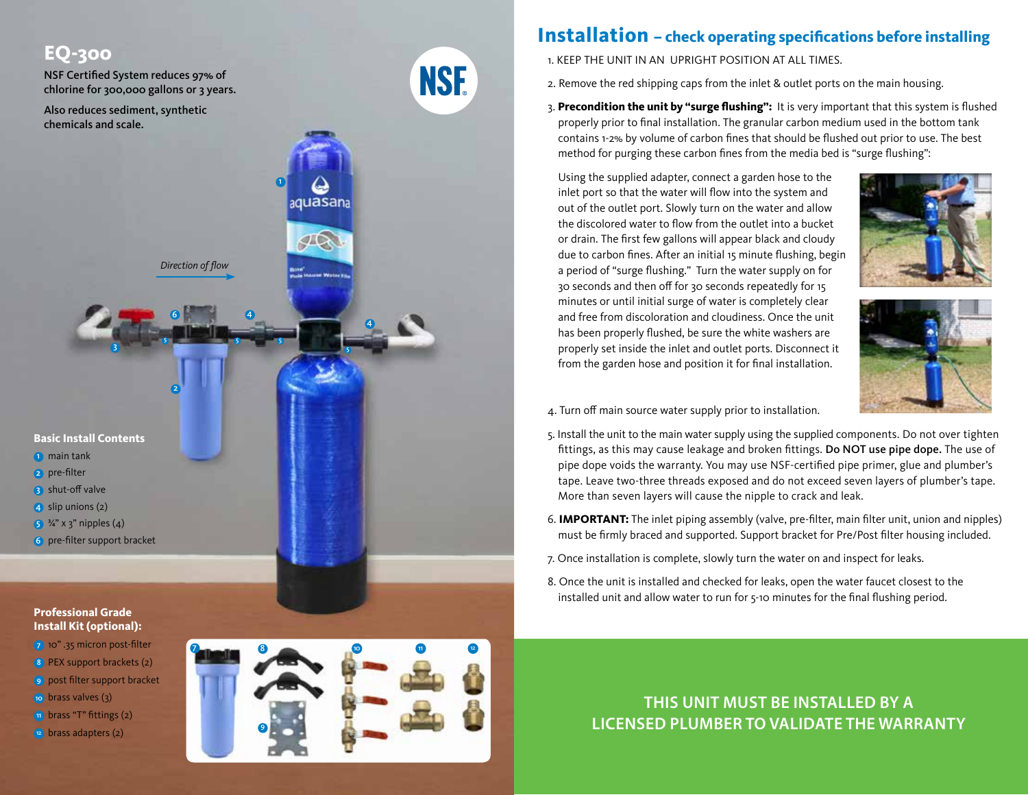## EQ-300

NSF Certified System reduces 97% of chlorine for 300,000 gallons or 3 years.

Also reduces sediment, synthetic chemicals and scale.

*Direction of flow*

### Basic Install Contents

1. main tank
2. pre-filter
3. shut-off valve
4. slip unions (2)
5. ¾" x 3" nipples (4)
6. pre-filter support bracket

### Professional Grade Install Kit (optional):

7. 10" .35 micron post-filter
8. PEX support brackets (2)
9. post filter support bracket
10. brass valves (3)
11. brass "T" fittings (2)
12. brass adapters (2)

## Installation – check operating specifications before installing

1. KEEP THE UNIT IN AN UPRIGHT POSITION AT ALL TIMES.
2. Remove the red shipping caps from the inlet & outlet ports on the main housing.
3. **Precondition the unit by "surge flushing":** It is very important that this system is flushed properly prior to final installation. The granular carbon medium used in the bottom tank contains 1-2% by volume of carbon fines that should be flushed out prior to use. The best method for purging these carbon fines from the media bed is "surge flushing":

   Using the supplied adapter, connect a garden hose to the inlet port so that the water will flow into the system and out of the outlet port. Slowly turn on the water and allow the discolored water to flow from the outlet into a bucket or drain. The first few gallons will appear black and cloudy due to carbon fines. After an initial 15 minute flushing, begin a period of "surge flushing." Turn the water supply on for 30 seconds and then off for 30 seconds repeatedly for 15 minutes or until initial surge of water is completely clear and free from discoloration and cloudiness. Once the unit has been properly flushed, be sure the white washers are properly set inside the inlet and outlet ports. Disconnect it from the garden hose and position it for final installation.

4. Turn off main source water supply prior to installation.
5. Install the unit to the main water supply using the supplied components. Do not over tighten fittings, as this may cause leakage and broken fittings. **Do NOT use pipe dope.** The use of pipe dope voids the warranty. You may use NSF-certified pipe primer, glue and plumber's tape. Leave two-three threads exposed and do not exceed seven layers of plumber's tape. More than seven layers will cause the nipple to crack and leak.
6. **IMPORTANT:** The inlet piping assembly (valve, pre-filter, main filter unit, union and nipples) must be firmly braced and supported. Support bracket for Pre/Post filter housing included.
7. Once installation is complete, slowly turn the water on and inspect for leaks.
8. Once the unit is installed and checked for leaks, open the water faucet closest to the installed unit and allow water to run for 5-10 minutes for the final flushing period.

**THIS UNIT MUST BE INSTALLED BY A LICENSED PLUMBER TO VALIDATE THE WARRANTY**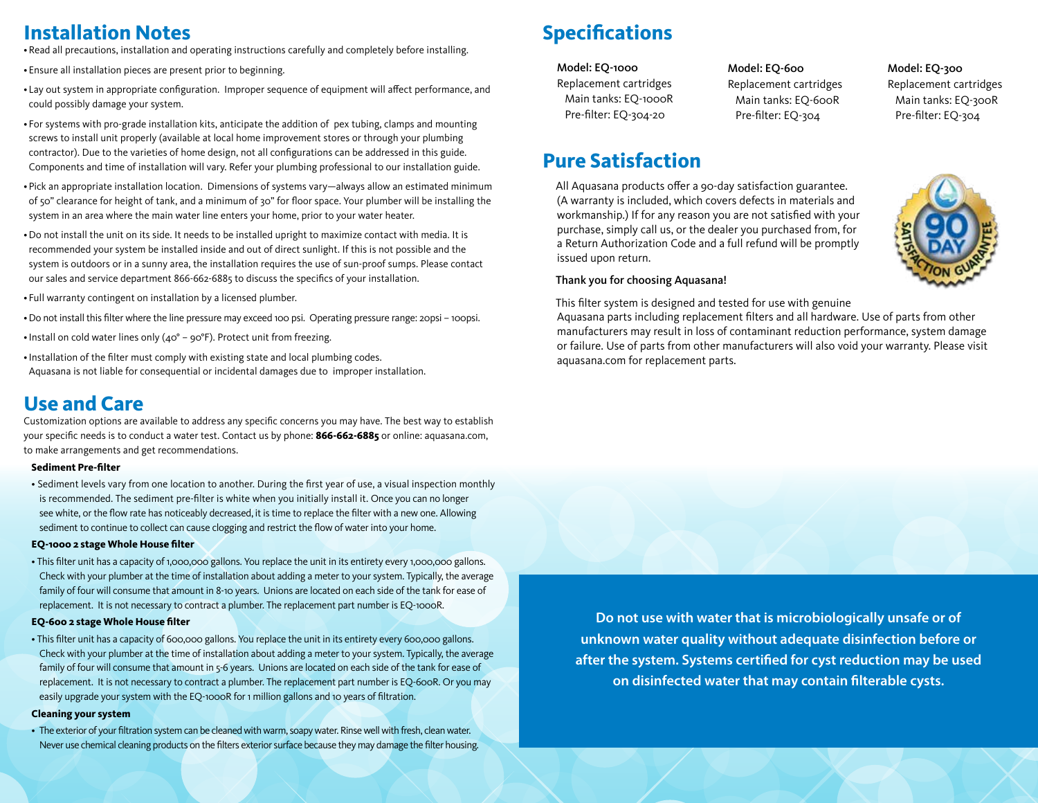## Installation Notes

- Read all precautions, installation and operating instructions carefully and completely before installing.
- Ensure all installation pieces are present prior to beginning.
- Lay out system in appropriate configuration. Improper sequence of equipment will affect performance, and could possibly damage your system.
- For systems with pro-grade installation kits, anticipate the addition of pex tubing, clamps and mounting screws to install unit properly (available at local home improvement stores or through your plumbing contractor). Due to the varieties of home design, not all configurations can be addressed in this guide. Components and time of installation will vary. Refer your plumbing professional to our installation guide.
- Pick an appropriate installation location. Dimensions of systems vary—always allow an estimated minimum of 50" clearance for height of tank, and a minimum of 30" for floor space. Your plumber will be installing the system in an area where the main water line enters your home, prior to your water heater.
- Do not install the unit on its side. It needs to be installed upright to maximize contact with media. It is recommended your system be installed inside and out of direct sunlight. If this is not possible and the system is outdoors or in a sunny area, the installation requires the use of sun-proof sumps. Please contact our sales and service department 866-662-6885 to discuss the specifics of your installation.
- Full warranty contingent on installation by a licensed plumber.
- Do not install this filter where the line pressure may exceed 100 psi. Operating pressure range: 20psi – 100psi.
- Install on cold water lines only (40° – 90°F). Protect unit from freezing.
- Installation of the filter must comply with existing state and local plumbing codes. Aquasana is not liable for consequential or incidental damages due to improper installation.

## Use and Care

Customization options are available to address any specific concerns you may have. The best way to establish your specific needs is to conduct a water test. Contact us by phone: **866-662-6885** or online: aquasana.com, to make arrangements and get recommendations.

**Sediment Pre-filter**

- Sediment levels vary from one location to another. During the first year of use, a visual inspection monthly is recommended. The sediment pre-filter is white when you initially install it. Once you can no longer see white, or the flow rate has noticeably decreased, it is time to replace the filter with a new one. Allowing sediment to continue to collect can cause clogging and restrict the flow of water into your home.

**EQ-1000 2 stage Whole House filter**

- This filter unit has a capacity of 1,000,000 gallons. You replace the unit in its entirety every 1,000,000 gallons. Check with your plumber at the time of installation about adding a meter to your system. Typically, the average family of four will consume that amount in 8-10 years. Unions are located on each side of the tank for ease of replacement. It is not necessary to contract a plumber. The replacement part number is EQ-1000R.

**EQ-600 2 stage Whole House filter**

- This filter unit has a capacity of 600,000 gallons. You replace the unit in its entirety every 600,000 gallons. Check with your plumber at the time of installation about adding a meter to your system. Typically, the average family of four will consume that amount in 5-6 years. Unions are located on each side of the tank for ease of replacement. It is not necessary to contract a plumber. The replacement part number is EQ-600R. Or you may easily upgrade your system with the EQ-1000R for 1 million gallons and 10 years of filtration.

**Cleaning your system**

- The exterior of your filtration system can be cleaned with warm, soapy water. Rinse well with fresh, clean water. Never use chemical cleaning products on the filters exterior surface because they may damage the filter housing.

## Specifications

**Model: EQ-1000**
Replacement cartridges
Main tanks: EQ-1000R
Pre-filter: EQ-304-20

**Model: EQ-600**
Replacement cartridges
Main tanks: EQ-600R
Pre-filter: EQ-304

**Model: EQ-300**
Replacement cartridges
Main tanks: EQ-300R
Pre-filter: EQ-304

## Pure Satisfaction

All Aquasana products offer a 90-day satisfaction guarantee. (A warranty is included, which covers defects in materials and workmanship.) If for any reason you are not satisfied with your purchase, simply call us, or the dealer you purchased from, for a Return Authorization Code and a full refund will be promptly issued upon return.

**Thank you for choosing Aquasana!**

This filter system is designed and tested for use with genuine Aquasana parts including replacement filters and all hardware. Use of parts from other manufacturers may result in loss of contaminant reduction performance, system damage or failure. Use of parts from other manufacturers will also void your warranty. Please visit aquasana.com for replacement parts.

**Do not use with water that is microbiologically unsafe or of unknown water quality without adequate disinfection before or after the system. Systems certified for cyst reduction may be used on disinfected water that may contain filterable cysts.**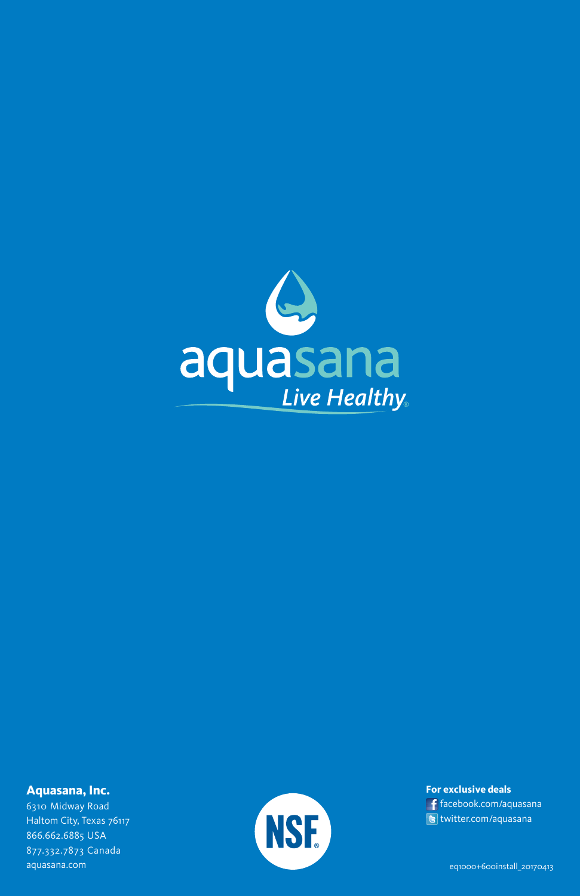aquasana

*Live Healthy®*

**Aquasana, Inc.**
6310 Midway Road
Haltom City, Texas 76117
866.662.6885 USA
877.332.7873 Canada
aquasana.com

NSF®

**For exclusive deals**
facebook.com/aquasana
twitter.com/aquasana

eq1000+600install_20170413